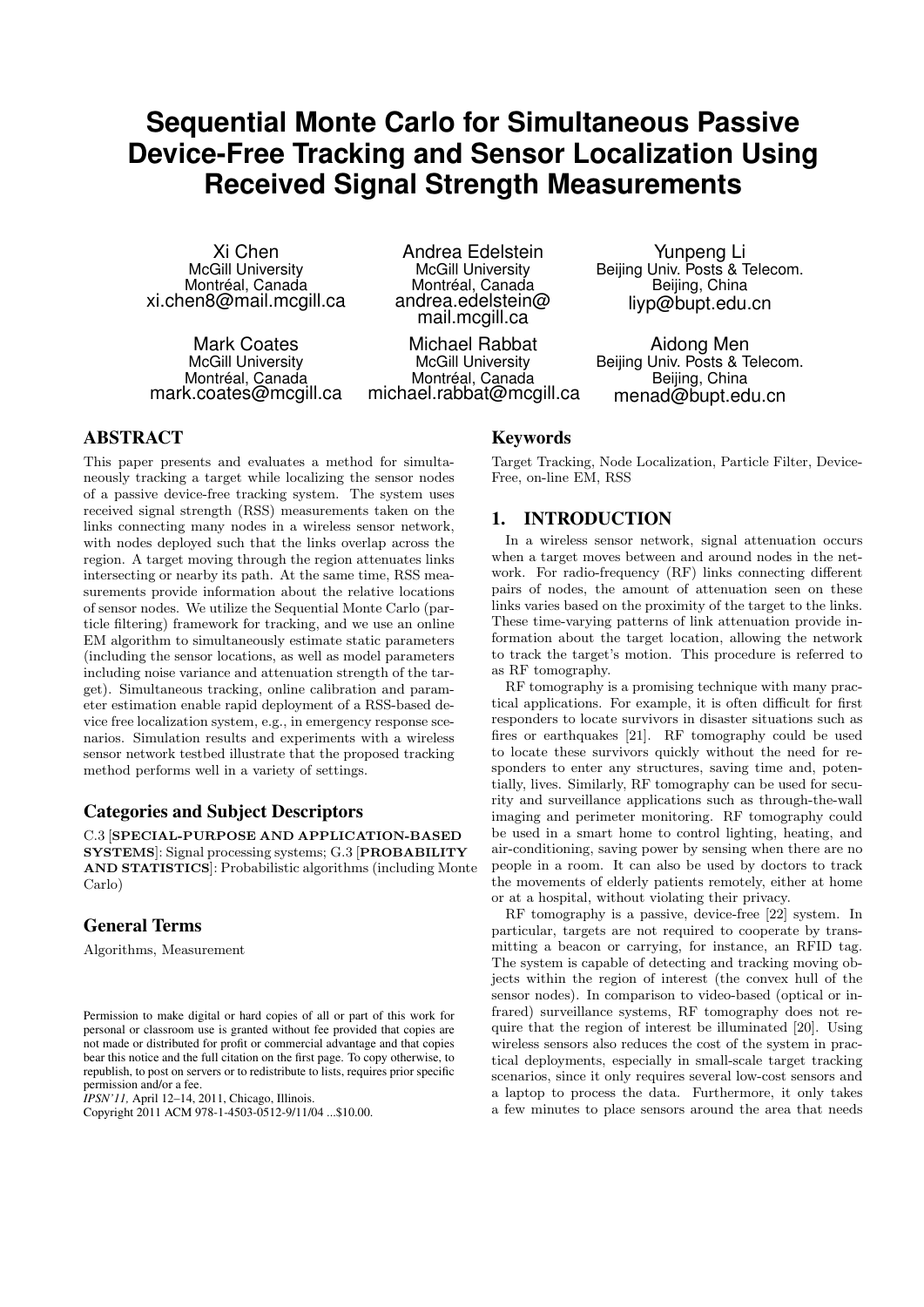# Sequential Monte Carlo for Simultaneous Passive Device-Free Tracking and Sensor Localization Using Received Signal Strength Measurements

Xi Chen
McGill University
Montréal, Canada
xi.chen8@mail.mcgill.ca

Andrea Edelstein
McGill University
Montréal, Canada
andrea.edelstein@mail.mcgill.ca

Yunpeng Li
Beijing Univ. Posts & Telecom.
Beijing, China
liyp@bupt.edu.cn

Mark Coates
McGill University
Montréal, Canada
mark.coates@mcgill.ca

Michael Rabbat
McGill University
Montréal, Canada
michael.rabbat@mcgill.ca

Aidong Men
Beijing Univ. Posts & Telecom.
Beijing, China
menad@bupt.edu.cn

## ABSTRACT

This paper presents and evaluates a method for simultaneously tracking a target while localizing the sensor nodes of a passive device-free tracking system. The system uses received signal strength (RSS) measurements taken on the links connecting many nodes in a wireless sensor network, with nodes deployed such that the links overlap across the region. A target moving through the region attenuates links intersecting or nearby its path. At the same time, RSS measurements provide information about the relative locations of sensor nodes. We utilize the Sequential Monte Carlo (particle filtering) framework for tracking, and we use an online EM algorithm to simultaneously estimate static parameters (including the sensor locations, as well as model parameters including noise variance and attenuation strength of the target). Simultaneous tracking, online calibration and parameter estimation enable rapid deployment of a RSS-based device free localization system, e.g., in emergency response scenarios. Simulation results and experiments with a wireless sensor network testbed illustrate that the proposed tracking method performs well in a variety of settings.

### Categories and Subject Descriptors

C.3 [**SPECIAL-PURPOSE AND APPLICATION-BASED SYSTEMS**]: Signal processing systems; G.3 [**PROBABILITY AND STATISTICS**]: Probabilistic algorithms (including Monte Carlo)

### General Terms

Algorithms, Measurement

Permission to make digital or hard copies of all or part of this work for personal or classroom use is granted without fee provided that copies are not made or distributed for profit or commercial advantage and that copies bear this notice and the full citation on the first page. To copy otherwise, to republish, to post on servers or to redistribute to lists, requires prior specific permission and/or a fee.
*IPSN'11,* April 12–14, 2011, Chicago, Illinois.
Copyright 2011 ACM 978-1-4503-0512-9/11/04 ...$10.00.

### Keywords

Target Tracking, Node Localization, Particle Filter, Device-Free, on-line EM, RSS

## 1. INTRODUCTION

In a wireless sensor network, signal attenuation occurs when a target moves between and around nodes in the network. For radio-frequency (RF) links connecting different pairs of nodes, the amount of attenuation seen on these links varies based on the proximity of the target to the links. These time-varying patterns of link attenuation provide information about the target location, allowing the network to track the target's motion. This procedure is referred to as RF tomography.

RF tomography is a promising technique with many practical applications. For example, it is often difficult for first responders to locate survivors in disaster situations such as fires or earthquakes [21]. RF tomography could be used to locate these survivors quickly without the need for responders to enter any structures, saving time and, potentially, lives. Similarly, RF tomography can be used for security and surveillance applications such as through-the-wall imaging and perimeter monitoring. RF tomography could be used in a smart home to control lighting, heating, and air-conditioning, saving power by sensing when there are no people in a room. It can also be used by doctors to track the movements of elderly patients remotely, either at home or at a hospital, without violating their privacy.

RF tomography is a passive, device-free [22] system. In particular, targets are not required to cooperate by transmitting a beacon or carrying, for instance, an RFID tag. The system is capable of detecting and tracking moving objects within the region of interest (the convex hull of the sensor nodes). In comparison to video-based (optical or infrared) surveillance systems, RF tomography does not require that the region of interest be illuminated [20]. Using wireless sensors also reduces the cost of the system in practical deployments, especially in small-scale target tracking scenarios, since it only requires several low-cost sensors and a laptop to process the data. Furthermore, it only takes a few minutes to place sensors around the area that needs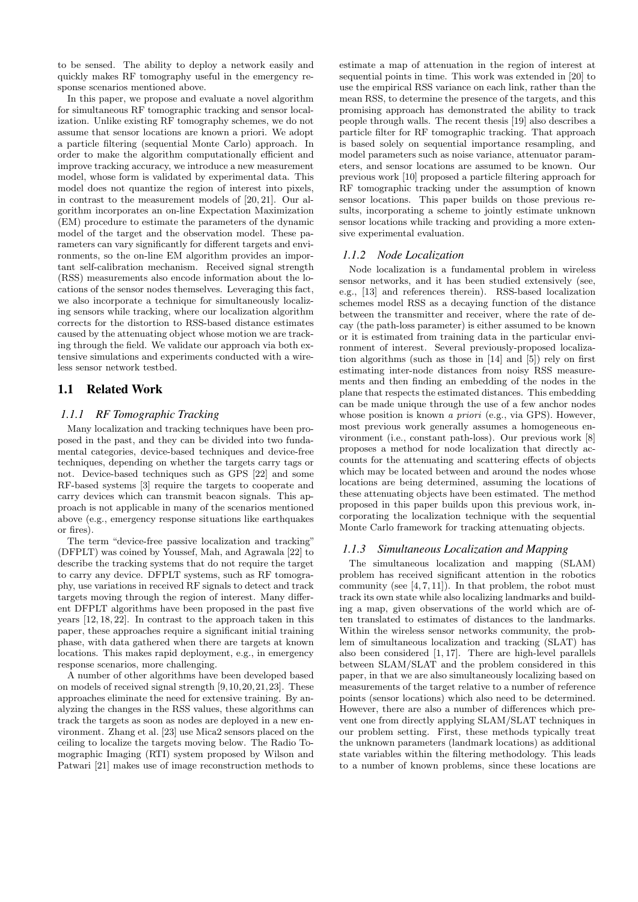to be sensed. The ability to deploy a network easily and quickly makes RF tomography useful in the emergency response scenarios mentioned above.

In this paper, we propose and evaluate a novel algorithm for simultaneous RF tomographic tracking and sensor localization. Unlike existing RF tomography schemes, we do not assume that sensor locations are known a priori. We adopt a particle filtering (sequential Monte Carlo) approach. In order to make the algorithm computationally efficient and improve tracking accuracy, we introduce a new measurement model, whose form is validated by experimental data. This model does not quantize the region of interest into pixels, in contrast to the measurement models of [20, 21]. Our algorithm incorporates an on-line Expectation Maximization (EM) procedure to estimate the parameters of the dynamic model of the target and the observation model. These parameters can vary significantly for different targets and environments, so the on-line EM algorithm provides an important self-calibration mechanism. Received signal strength (RSS) measurements also encode information about the locations of the sensor nodes themselves. Leveraging this fact, we also incorporate a technique for simultaneously localizing sensors while tracking, where our localization algorithm corrects for the distortion to RSS-based distance estimates caused by the attenuating object whose motion we are tracking through the field. We validate our approach via both extensive simulations and experiments conducted with a wireless sensor network testbed.

## 1.1 Related Work

### *1.1.1 RF Tomographic Tracking*

Many localization and tracking techniques have been proposed in the past, and they can be divided into two fundamental categories, device-based techniques and device-free techniques, depending on whether the targets carry tags or not. Device-based techniques such as GPS [22] and some RF-based systems [3] require the targets to cooperate and carry devices which can transmit beacon signals. This approach is not applicable in many of the scenarios mentioned above (e.g., emergency response situations like earthquakes or fires).

The term "device-free passive localization and tracking" (DFPLT) was coined by Youssef, Mah, and Agrawala [22] to describe the tracking systems that do not require the target to carry any device. DFPLT systems, such as RF tomography, use variations in received RF signals to detect and track targets moving through the region of interest. Many different DFPLT algorithms have been proposed in the past five years [12, 18, 22]. In contrast to the approach taken in this paper, these approaches require a significant initial training phase, with data gathered when there are targets at known locations. This makes rapid deployment, e.g., in emergency response scenarios, more challenging.

A number of other algorithms have been developed based on models of received signal strength [9, 10, 20, 21, 23]. These approaches eliminate the need for extensive training. By analyzing the changes in the RSS values, these algorithms can track the targets as soon as nodes are deployed in a new environment. Zhang et al. [23] use Mica2 sensors placed on the ceiling to localize the targets moving below. The Radio Tomographic Imaging (RTI) system proposed by Wilson and Patwari [21] makes use of image reconstruction methods to estimate a map of attenuation in the region of interest at sequential points in time. This work was extended in [20] to use the empirical RSS variance on each link, rather than the mean RSS, to determine the presence of the targets, and this promising approach has demonstrated the ability to track people through walls. The recent thesis [19] also describes a particle filter for RF tomographic tracking. That approach is based solely on sequential importance resampling, and model parameters such as noise variance, attenuator parameters, and sensor locations are assumed to be known. Our previous work [10] proposed a particle filtering approach for RF tomographic tracking under the assumption of known sensor locations. This paper builds on those previous results, incorporating a scheme to jointly estimate unknown sensor locations while tracking and providing a more extensive experimental evaluation.

### *1.1.2 Node Localization*

Node localization is a fundamental problem in wireless sensor networks, and it has been studied extensively (see, e.g., [13] and references therein). RSS-based localization schemes model RSS as a decaying function of the distance between the transmitter and receiver, where the rate of decay (the path-loss parameter) is either assumed to be known or it is estimated from training data in the particular environment of interest. Several previously-proposed localization algorithms (such as those in [14] and [5]) rely on first estimating inter-node distances from noisy RSS measurements and then finding an embedding of the nodes in the plane that respects the estimated distances. This embedding can be made unique through the use of a few anchor nodes whose position is known *a priori* (e.g., via GPS). However, most previous work generally assumes a homogeneous environment (i.e., constant path-loss). Our previous work [8] proposes a method for node localization that directly accounts for the attenuating and scattering effects of objects which may be located between and around the nodes whose locations are being determined, assuming the locations of these attenuating objects have been estimated. The method proposed in this paper builds upon this previous work, incorporating the localization technique with the sequential Monte Carlo framework for tracking attenuating objects.

### *1.1.3 Simultaneous Localization and Mapping*

The simultaneous localization and mapping (SLAM) problem has received significant attention in the robotics community (see [4, 7, 11]). In that problem, the robot must track its own state while also localizing landmarks and building a map, given observations of the world which are often translated to estimates of distances to the landmarks. Within the wireless sensor networks community, the problem of simultaneous localization and tracking (SLAT) has also been considered [1, 17]. There are high-level parallels between SLAM/SLAT and the problem considered in this paper, in that we are also simultaneously localizing based on measurements of the target relative to a number of reference points (sensor locations) which also need to be determined. However, there are also a number of differences which prevent one from directly applying SLAM/SLAT techniques in our problem setting. First, these methods typically treat the unknown parameters (landmark locations) as additional state variables within the filtering methodology. This leads to a number of known problems, since these locations are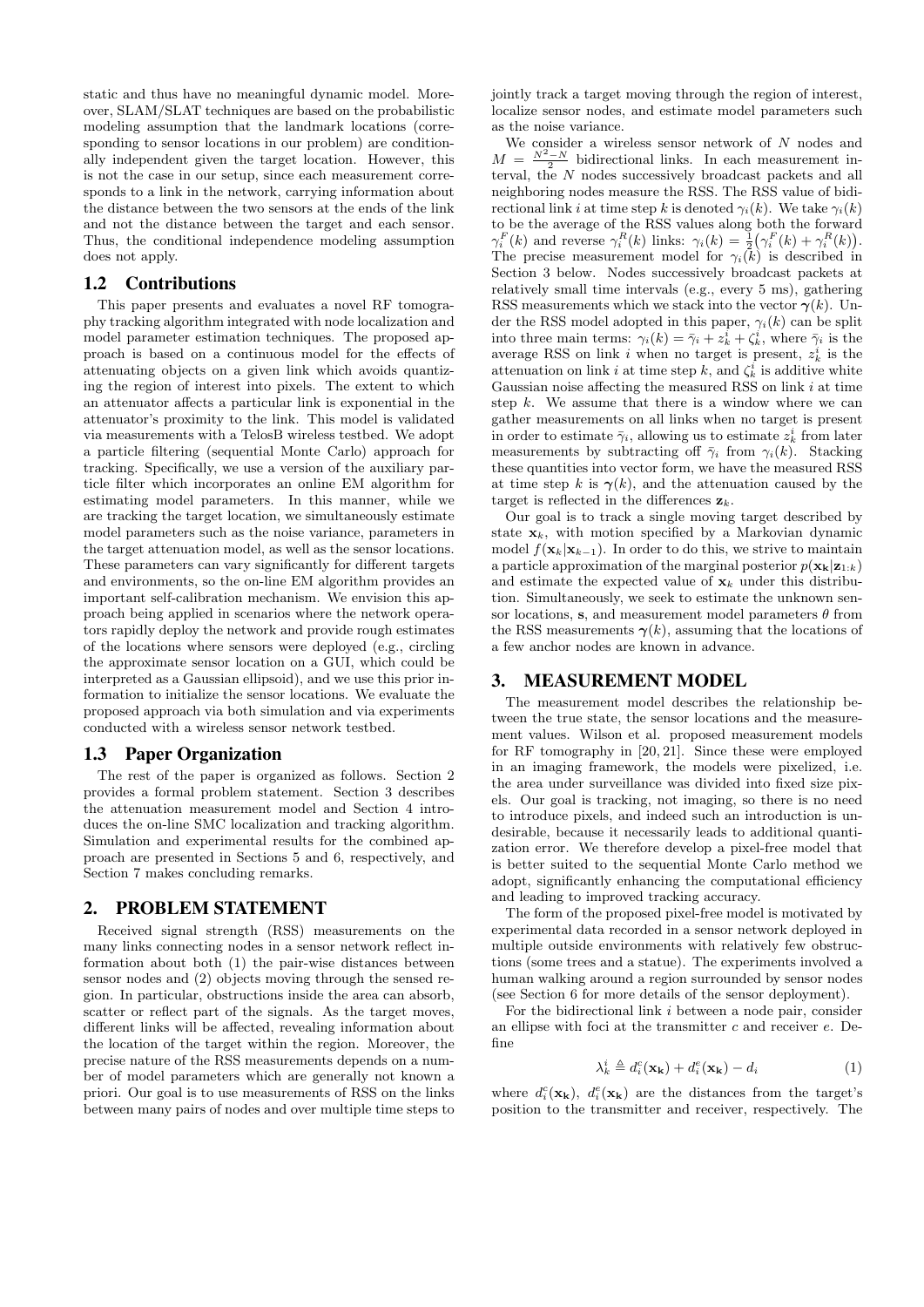static and thus have no meaningful dynamic model. Moreover, SLAM/SLAT techniques are based on the probabilistic modeling assumption that the landmark locations (corresponding to sensor locations in our problem) are conditionally independent given the target location. However, this is not the case in our setup, since each measurement corresponds to a link in the network, carrying information about the distance between the two sensors at the ends of the link and not the distance between the target and each sensor. Thus, the conditional independence modeling assumption does not apply.

## 1.2 Contributions

This paper presents and evaluates a novel RF tomography tracking algorithm integrated with node localization and model parameter estimation techniques. The proposed approach is based on a continuous model for the effects of attenuating objects on a given link which avoids quantizing the region of interest into pixels. The extent to which an attenuator affects a particular link is exponential in the attenuator's proximity to the link. This model is validated via measurements with a TelosB wireless testbed. We adopt a particle filtering (sequential Monte Carlo) approach for tracking. Specifically, we use a version of the auxiliary particle filter which incorporates an online EM algorithm for estimating model parameters. In this manner, while we are tracking the target location, we simultaneously estimate model parameters such as the noise variance, parameters in the target attenuation model, as well as the sensor locations. These parameters can vary significantly for different targets and environments, so the on-line EM algorithm provides an important self-calibration mechanism. We envision this approach being applied in scenarios where the network operators rapidly deploy the network and provide rough estimates of the locations where sensors were deployed (e.g., circling the approximate sensor location on a GUI, which could be interpreted as a Gaussian ellipsoid), and we use this prior information to initialize the sensor locations. We evaluate the proposed approach via both simulation and via experiments conducted with a wireless sensor network testbed.

## 1.3 Paper Organization

The rest of the paper is organized as follows. Section 2 provides a formal problem statement. Section 3 describes the attenuation measurement model and Section 4 introduces the on-line SMC localization and tracking algorithm. Simulation and experimental results for the combined approach are presented in Sections 5 and 6, respectively, and Section 7 makes concluding remarks.

# 2. PROBLEM STATEMENT

Received signal strength (RSS) measurements on the many links connecting nodes in a sensor network reflect information about both (1) the pair-wise distances between sensor nodes and (2) objects moving through the sensed region. In particular, obstructions inside the area can absorb, scatter or reflect part of the signals. As the target moves, different links will be affected, revealing information about the location of the target within the region. Moreover, the precise nature of the RSS measurements depends on a number of model parameters which are generally not known a priori. Our goal is to use measurements of RSS on the links between many pairs of nodes and over multiple time steps to jointly track a target moving through the region of interest, localize sensor nodes, and estimate model parameters such as the noise variance.

We consider a wireless sensor network of $N$ nodes and $M = \frac{N^2-N}{2}$ bidirectional links. In each measurement interval, the $N$ nodes successively broadcast packets and all neighboring nodes measure the RSS. The RSS value of bidirectional link $i$ at time step $k$ is denoted $\gamma_i(k)$. We take $\gamma_i(k)$ to be the average of the RSS values along both the forward $\gamma_i^F(k)$ and reverse $\gamma_i^R(k)$ links: $\gamma_i(k) = \frac{1}{2}\big(\gamma_i^F(k) + \gamma_i^R(k)\big)$. The precise measurement model for $\gamma_i(k)$ is described in Section 3 below. Nodes successively broadcast packets at relatively small time intervals (e.g., every 5 ms), gathering RSS measurements which we stack into the vector $\boldsymbol{\gamma}(k)$. Under the RSS model adopted in this paper, $\gamma_i(k)$ can be split into three main terms: $\gamma_i(k) = \bar{\gamma}_i + z_k^i + \zeta_k^i$, where $\bar{\gamma}_i$ is the average RSS on link $i$ when no target is present, $z_k^i$ is the attenuation on link $i$ at time step $k$, and $\zeta_k^i$ is additive white Gaussian noise affecting the measured RSS on link $i$ at time step $k$. We assume that there is a window where we can gather measurements on all links when no target is present in order to estimate $\bar{\gamma}_i$, allowing us to estimate $z_k^i$ from later measurements by subtracting off $\bar{\gamma}_i$ from $\gamma_i(k)$. Stacking these quantities into vector form, we have the measured RSS at time step $k$ is $\boldsymbol{\gamma}(k)$, and the attenuation caused by the target is reflected in the differences $\mathbf{z}_k$.

Our goal is to track a single moving target described by state $\mathbf{x}_k$, with motion specified by a Markovian dynamic model $f(\mathbf{x}_k|\mathbf{x}_{k-1})$. In order to do this, we strive to maintain a particle approximation of the marginal posterior $p(\mathbf{x}_k|\mathbf{z}_{1:k})$ and estimate the expected value of $\mathbf{x}_k$ under this distribution. Simultaneously, we seek to estimate the unknown sensor locations, $\mathbf{s}$, and measurement model parameters $\theta$ from the RSS measurements $\boldsymbol{\gamma}(k)$, assuming that the locations of a few anchor nodes are known in advance.

# 3. MEASUREMENT MODEL

The measurement model describes the relationship between the true state, the sensor locations and the measurement values. Wilson et al. proposed measurement models for RF tomography in [20, 21]. Since these were employed in an imaging framework, the models were pixelized, i.e. the area under surveillance was divided into fixed size pixels. Our goal is tracking, not imaging, so there is no need to introduce pixels, and indeed such an introduction is undesirable, because it necessarily leads to additional quantization error. We therefore develop a pixel-free model that is better suited to the sequential Monte Carlo method we adopt, significantly enhancing the computational efficiency and leading to improved tracking accuracy.

The form of the proposed pixel-free model is motivated by experimental data recorded in a sensor network deployed in multiple outside environments with relatively few obstructions (some trees and a statue). The experiments involved a human walking around a region surrounded by sensor nodes (see Section 6 for more details of the sensor deployment).

For the bidirectional link $i$ between a node pair, consider an ellipse with foci at the transmitter $c$ and receiver $e$. Define

$$\lambda_k^i \triangleq d_i^c(\mathbf{x_k}) + d_i^e(\mathbf{x_k}) - d_i \tag{1}$$

where $d_i^c(\mathbf{x_k})$, $d_i^e(\mathbf{x_k})$ are the distances from the target's position to the transmitter and receiver, respectively. The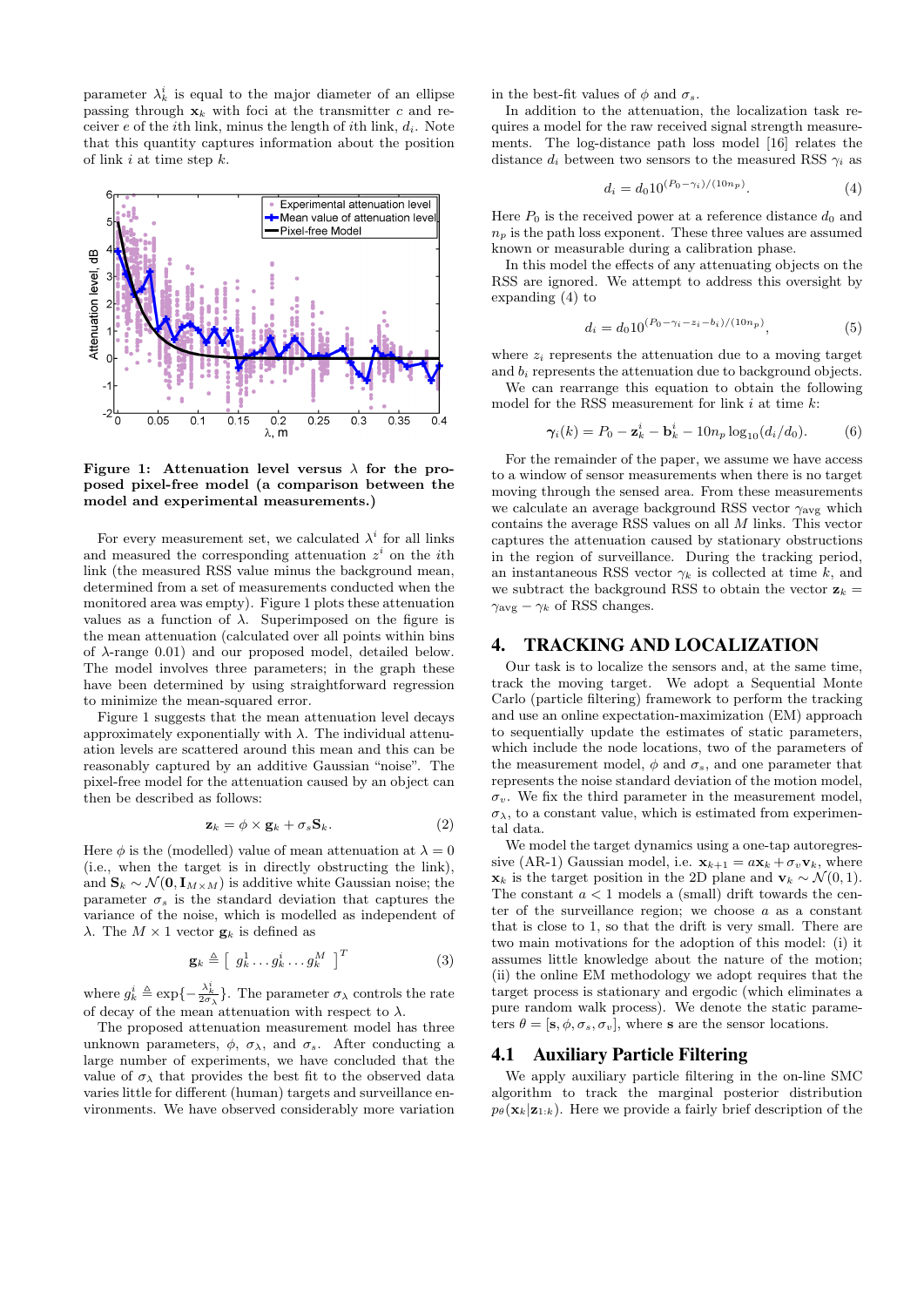parameter $\lambda_k^i$ is equal to the major diameter of an ellipse passing through $\mathbf{x}_k$ with foci at the transmitter $c$ and receiver $e$ of the $i$th link, minus the length of $i$th link, $d_i$. Note that this quantity captures information about the position of link $i$ at time step $k$.

**Figure 1: Attenuation level versus $\lambda$ for the proposed pixel-free model (a comparison between the model and experimental measurements.)**

For every measurement set, we calculated $\lambda^i$ for all links and measured the corresponding attenuation $z^i$ on the $i$th link (the measured RSS value minus the background mean, determined from a set of measurements conducted when the monitored area was empty). Figure 1 plots these attenuation values as a function of $\lambda$. Superimposed on the figure is the mean attenuation (calculated over all points within bins of $\lambda$-range 0.01) and our proposed model, detailed below. The model involves three parameters; in the graph these have been determined by using straightforward regression to minimize the mean-squared error.

Figure 1 suggests that the mean attenuation level decays approximately exponentially with $\lambda$. The individual attenuation levels are scattered around this mean and this can be reasonably captured by an additive Gaussian "noise". The pixel-free model for the attenuation caused by an object can then be described as follows:

$$\mathbf{z}_k = \phi \times \mathbf{g}_k + \sigma_s \mathbf{S}_k. \tag{2}$$

Here $\phi$ is the (modelled) value of mean attenuation at $\lambda = 0$ (i.e., when the target is in directly obstructing the link), and $\mathbf{S}_k \sim \mathcal{N}(\mathbf{0}, \mathbf{I}_{M\times M})$ is additive white Gaussian noise; the parameter $\sigma_s$ is the standard deviation that captures the variance of the noise, which is modelled as independent of $\lambda$. The $M \times 1$ vector $\mathbf{g}_k$ is defined as

$$\mathbf{g}_k \triangleq [\ g_k^1 \dots g_k^i \dots g_k^M\ ]^T \tag{3}$$

where $g_k^i \triangleq \exp\{-\frac{\lambda_k^i}{2\sigma_\lambda}\}$. The parameter $\sigma_\lambda$ controls the rate of decay of the mean attenuation with respect to $\lambda$.

The proposed attenuation measurement model has three unknown parameters, $\phi$, $\sigma_\lambda$, and $\sigma_s$. After conducting a large number of experiments, we have concluded that the value of $\sigma_\lambda$ that provides the best fit to the observed data varies little for different (human) targets and surveillance environments. We have observed considerably more variation in the best-fit values of $\phi$ and $\sigma_s$.

In addition to the attenuation, the localization task requires a model for the raw received signal strength measurements. The log-distance path loss model [16] relates the distance $d_i$ between two sensors to the measured RSS $\gamma_i$ as

$$d_i = d_0 10^{(P_0 - \gamma_i)/(10 n_p)}. \tag{4}$$

Here $P_0$ is the received power at a reference distance $d_0$ and $n_p$ is the path loss exponent. These three values are assumed known or measurable during a calibration phase.

In this model the effects of any attenuating objects on the RSS are ignored. We attempt to address this oversight by expanding (4) to

$$d_i = d_0 10^{(P_0 - \gamma_i - z_i - b_i)/(10 n_p)}, \tag{5}$$

where $z_i$ represents the attenuation due to a moving target and $b_i$ represents the attenuation due to background objects.

We can rearrange this equation to obtain the following model for the RSS measurement for link $i$ at time $k$:

$$\boldsymbol{\gamma}_i(k) = P_0 - \mathbf{z}_k^i - \mathbf{b}_k^i - 10 n_p \log_{10}(d_i/d_0). \tag{6}$$

For the remainder of the paper, we assume we have access to a window of sensor measurements when there is no target moving through the sensed area. From these measurements we calculate an average background RSS vector $\gamma_{\text{avg}}$ which contains the average RSS values on all $M$ links. This vector captures the attenuation caused by stationary obstructions in the region of surveillance. During the tracking period, an instantaneous RSS vector $\gamma_k$ is collected at time $k$, and we subtract the background RSS to obtain the vector $\mathbf{z}_k = \gamma_{\text{avg}} - \gamma_k$ of RSS changes.

## 4. TRACKING AND LOCALIZATION

Our task is to localize the sensors and, at the same time, track the moving target. We adopt a Sequential Monte Carlo (particle filtering) framework to perform the tracking and use an online expectation-maximization (EM) approach to sequentially update the estimates of static parameters, which include the node locations, two of the parameters of the measurement model, $\phi$ and $\sigma_s$, and one parameter that represents the noise standard deviation of the motion model, $\sigma_v$. We fix the third parameter in the measurement model, $\sigma_\lambda$, to a constant value, which is estimated from experimental data.

We model the target dynamics using a one-tap autoregressive (AR-1) Gaussian model, i.e. $\mathbf{x}_{k+1} = a\mathbf{x}_k + \sigma_v \mathbf{v}_k$, where $\mathbf{x}_k$ is the target position in the 2D plane and $\mathbf{v}_k \sim \mathcal{N}(0, 1)$. The constant $a < 1$ models a (small) drift towards the center of the surveillance region; we choose $a$ as a constant that is close to 1, so that the drift is very small. There are two main motivations for the adoption of this model: (i) it assumes little knowledge about the nature of the motion; (ii) the online EM methodology we adopt requires that the target process is stationary and ergodic (which eliminates a pure random walk process). We denote the static parameters $\theta = [\mathbf{s}, \phi, \sigma_s, \sigma_v]$, where $\mathbf{s}$ are the sensor locations.

### 4.1 Auxiliary Particle Filtering

We apply auxiliary particle filtering in the on-line SMC algorithm to track the marginal posterior distribution $p_\theta(\mathbf{x}_k|\mathbf{z}_{1:k})$. Here we provide a fairly brief description of the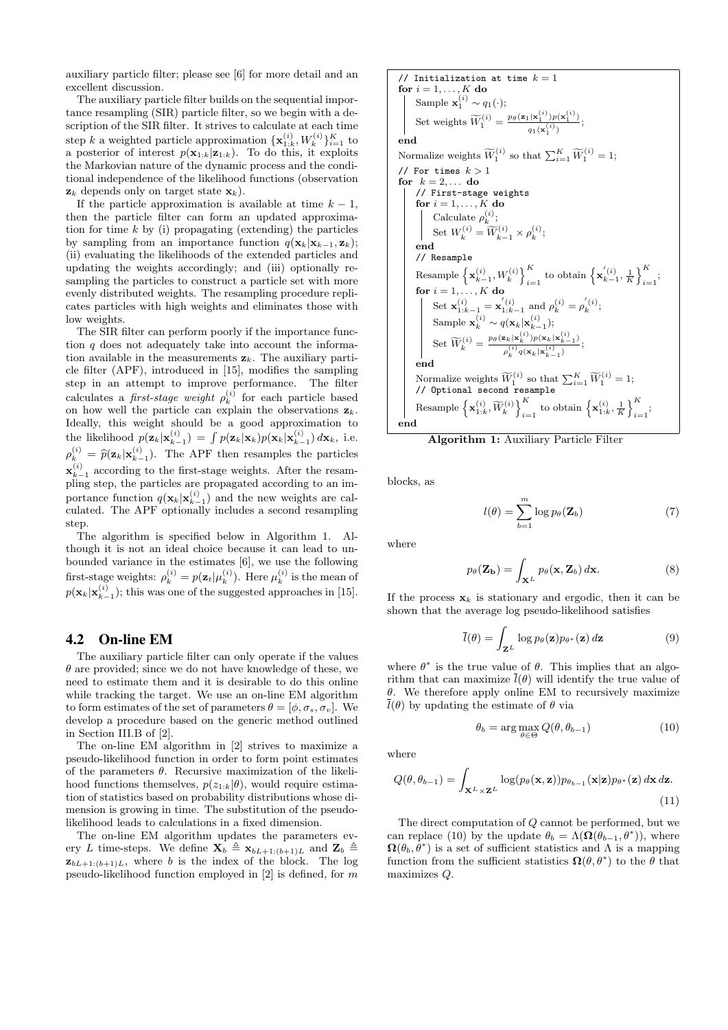auxiliary particle filter; please see [6] for more detail and an excellent discussion.

The auxiliary particle filter builds on the sequential importance resampling (SIR) particle filter, so we begin with a description of the SIR filter. It strives to calculate at each time step $k$ a weighted particle approximation $\{\mathbf{x}_{1:k}^{(i)}, W_k^{(i)}\}_{i=1}^K$ to a posterior of interest $p(\mathbf{x}_{1:k}|\mathbf{z}_{1:k})$. To do this, it exploits the Markovian nature of the dynamic process and the conditional independence of the likelihood functions (observation $\mathbf{z}_k$ depends only on target state $\mathbf{x}_k$).

If the particle approximation is available at time $k-1$, then the particle filter can form an updated approximation for time $k$ by (i) propagating (extending) the particles by sampling from an importance function $q(\mathbf{x}_k|\mathbf{x}_{k-1}, \mathbf{z}_k)$; (ii) evaluating the likelihoods of the extended particles and updating the weights accordingly; and (iii) optionally resampling the particles to construct a particle set with more evenly distributed weights. The resampling procedure replicates particles with high weights and eliminates those with low weights.

The SIR filter can perform poorly if the importance function $q$ does not adequately take into account the information available in the measurements $\mathbf{z}_k$. The auxiliary particle filter (APF), introduced in [15], modifies the sampling step in an attempt to improve performance. The filter calculates a *first-stage weight* $\rho_k^{(i)}$ for each particle based on how well the particle can explain the observations $\mathbf{z}_k$. Ideally, this weight should be a good approximation to the likelihood $p(\mathbf{z}_k|\mathbf{x}_{k-1}^{(i)}) = \int p(\mathbf{z}_k|\mathbf{x}_k)p(\mathbf{x}_k|\mathbf{x}_{k-1}^{(i)})\,d\mathbf{x}_k$, i.e. $\rho_k^{(i)} = \widehat{p}(\mathbf{z}_k|\mathbf{x}_{k-1}^{(i)})$. The APF then resamples the particles $\mathbf{x}_{k-1}^{(i)}$ according to the first-stage weights. After the resampling step, the particles are propagated according to an importance function $q(\mathbf{x}_k|\mathbf{x}_{k-1}^{(i)})$ and the new weights are calculated. The APF optionally includes a second resampling step.

The algorithm is specified below in Algorithm 1. Although it is not an ideal choice because it can lead to unbounded variance in the estimates [6], we use the following first-stage weights: $\rho_k^{(i)} = p(\mathbf{z}_t|\mu_k^{(i)})$. Here $\mu_k^{(i)}$ is the mean of $p(\mathbf{x}_k|\mathbf{x}_{k-1}^{(i)})$; this was one of the suggested approaches in [15].

```
// Initialization at time k = 1
for i = 1,...,K do
    Sample x_1^(i) ~ q_1(·);
    Set weights W~_1^(i) = p_θ(z_1|x_1^(i)) p(x_1^(i)) / q_1(x_1^(i));
end
Normalize weights W~_1^(i) so that Σ_{i=1}^K W~_1^(i) = 1;
// For times k > 1
for k = 2,... do
    // First-stage weights
    for i = 1,...,K do
        Calculate ρ_k^(i);
        Set W_k^(i) = W~_{k-1}^(i) × ρ_k^(i);
    end
    // Resample
    Resample {x_{k-1}^(i), W_k^(i)}_{i=1}^K to obtain {x'_{k-1}^(i), 1/K}_{i=1}^K;
    for i = 1,...,K do
        Set x_{1:k-1}^(i) = x'_{1:k-1}^(i) and ρ_k^(i) = ρ'_k^(i);
        Sample x_k^(i) ~ q(x_k|x_{k-1}^(i));
        Set W~_k^(i) = p_θ(z_k|x_k^(i)) p(x_k|x_{k-1}^(i)) / (ρ_k^(i) q(x_k|x_{k-1}^(i)));
    end
    Normalize weights W~_1^(i) so that Σ_{i=1}^K W~_1^(i) = 1;
    // Optional second resample
    Resample {x_{1:k}^(i), W~_k^(i)}_{i=1}^K to obtain {x_{1:k}^(i), 1/K}_{i=1}^K;
end
```

**Algorithm 1:** Auxiliary Particle Filter

## 4.2 On-line EM

The auxiliary particle filter can only operate if the values $\theta$ are provided; since we do not have knowledge of these, we need to estimate them and it is desirable to do this online while tracking the target. We use an on-line EM algorithm to form estimates of the set of parameters $\theta = [\phi, \sigma_s, \sigma_v]$. We develop a procedure based on the generic method outlined in Section III.B of [2].

The on-line EM algorithm in [2] strives to maximize a pseudo-likelihood function in order to form point estimates of the parameters $\theta$. Recursive maximization of the likelihood functions themselves, $p(z_{1:k}|\theta)$, would require estimation of statistics based on probability distributions whose dimension is growing in time. The substitution of the pseudo-likelihood leads to calculations in a fixed dimension.

The on-line EM algorithm updates the parameters every $L$ time-steps. We define $\mathbf{X}_b \triangleq \mathbf{x}_{bL+1:(b+1)L}$ and $\mathbf{Z}_b \triangleq \mathbf{z}_{bL+1:(b+1)L}$, where $b$ is the index of the block. The log pseudo-likelihood function employed in [2] is defined, for $m$ blocks, as

$$l(\theta) = \sum_{b=1}^{m} \log p_\theta(\mathbf{Z}_b) \tag{7}$$

where

$$p_\theta(\mathbf{Z_b}) = \int_{\mathbf{X}^L} p_\theta(\mathbf{x}, \mathbf{Z}_b)\,d\mathbf{x}. \tag{8}$$

If the process $\mathbf{x}_k$ is stationary and ergodic, then it can be shown that the average log pseudo-likelihood satisfies

$$\bar{l}(\theta) = \int_{\mathbf{Z}^L} \log p_\theta(\mathbf{z}) p_{\theta^*}(\mathbf{z})\,d\mathbf{z} \tag{9}$$

where $\theta^*$ is the true value of $\theta$. This implies that an algorithm that can maximize $\bar{l}(\theta)$ will identify the true value of $\theta$. We therefore apply online EM to recursively maximize $\bar{l}(\theta)$ by updating the estimate of $\theta$ via

$$\theta_b = \arg\max_{\theta\in\Theta} Q(\theta, \theta_{b-1}) \tag{10}$$

where

$$Q(\theta, \theta_{b-1}) = \int_{\mathbf{X}^L\times\mathbf{Z}^L} \log(p_\theta(\mathbf{x}, \mathbf{z}))p_{\theta_{b-1}}(\mathbf{x}|\mathbf{z})p_{\theta^*}(\mathbf{z})\,d\mathbf{x}\,d\mathbf{z}. \tag{11}$$

The direct computation of $Q$ cannot be performed, but we can replace (10) by the update $\theta_b = \Lambda(\mathbf{\Omega}(\theta_{b-1}, \theta^*))$, where $\mathbf{\Omega}(\theta_b, \theta^*)$ is a set of sufficient statistics and $\Lambda$ is a mapping function from the sufficient statistics $\mathbf{\Omega}(\theta, \theta^*)$ to the $\theta$ that maximizes $Q$.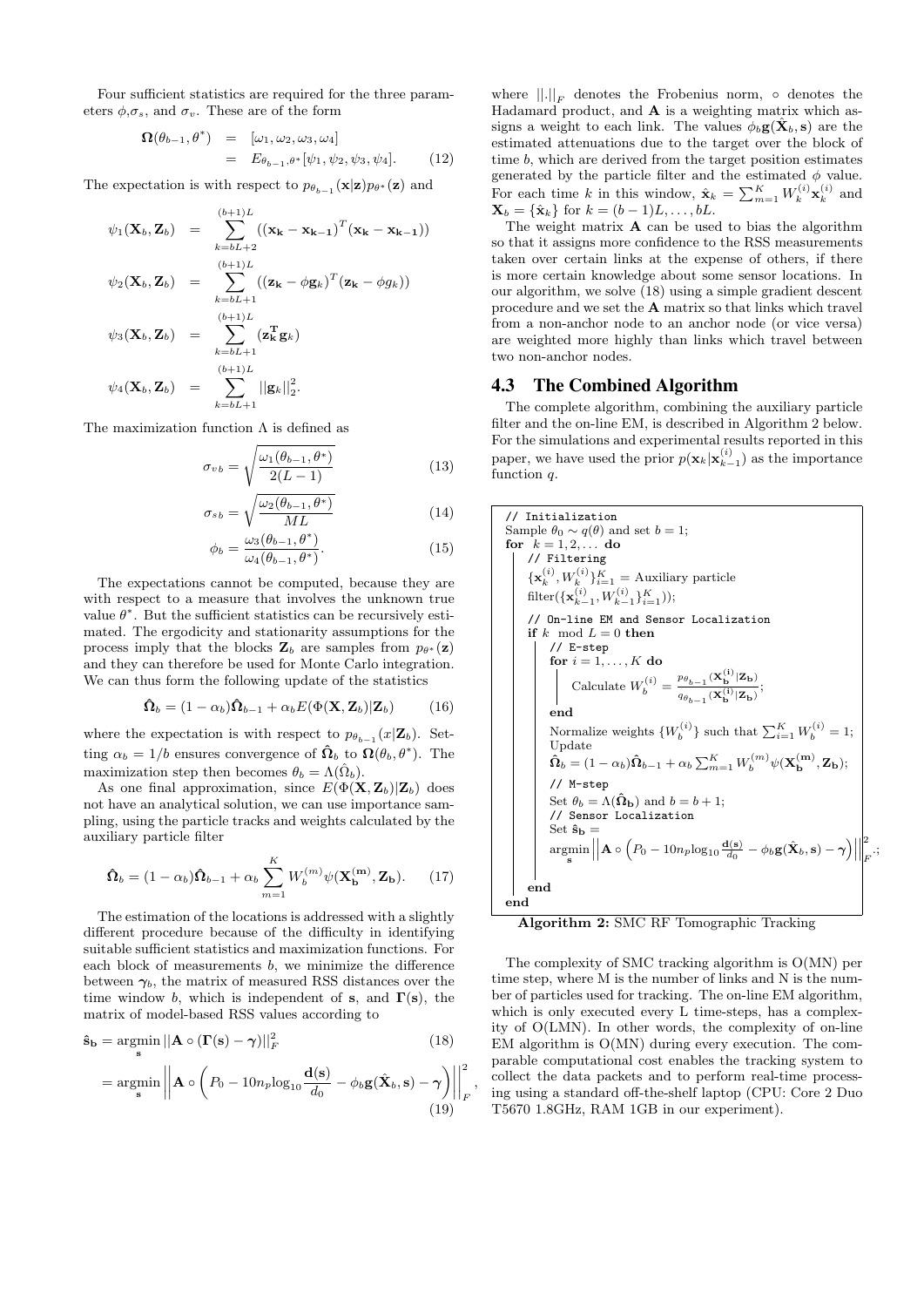Four sufficient statistics are required for the three parameters $\phi$,$\sigma_s$, and $\sigma_v$. These are of the form

$$
\begin{aligned}
\mathbf{\Omega}(\theta_{b-1}, \theta^*) &= [\omega_1, \omega_2, \omega_3, \omega_4] \\
&= E_{\theta_{b-1},\theta^*}[\psi_1, \psi_2, \psi_3, \psi_4]. \qquad (12)
\end{aligned}
$$

The expectation is with respect to $p_{\theta_{b-1}}(\mathbf{x}|\mathbf{z})p_{\theta^*}(\mathbf{z})$ and

$$
\begin{aligned}
\psi_1(\mathbf{X}_b, \mathbf{Z}_b) &= \sum_{k=bL+2}^{(b+1)L} ((\mathbf{x_k} - \mathbf{x_{k-1}})^T(\mathbf{x_k} - \mathbf{x_{k-1}})) \\
\psi_2(\mathbf{X}_b, \mathbf{Z}_b) &= \sum_{k=bL+1}^{(b+1)L} ((\mathbf{z_k} - \phi\mathbf{g}_k)^T(\mathbf{z_k} - \phi g_k)) \\
\psi_3(\mathbf{X}_b, \mathbf{Z}_b) &= \sum_{k=bL+1}^{(b+1)L} (\mathbf{z_k^T}\mathbf{g}_k) \\
\psi_4(\mathbf{X}_b, \mathbf{Z}_b) &= \sum_{k=bL+1}^{(b+1)L} ||\mathbf{g}_k||_2^2.
\end{aligned}
$$

The maximization function $\Lambda$ is defined as

$$
\sigma_{v\,b} = \sqrt{\frac{\omega_1(\theta_{b-1}, \theta^*)}{2(L-1)}} \qquad (13)
$$

$$
\sigma_{s\,b} = \sqrt{\frac{\omega_2(\theta_{b-1}, \theta^*)}{ML}} \qquad (14)
$$

$$
\phi_b = \frac{\omega_3(\theta_{b-1}, \theta^*)}{\omega_4(\theta_{b-1}, \theta^*)}. \qquad (15)
$$

The expectations cannot be computed, because they are with respect to a measure that involves the unknown true value $\theta^*$. But the sufficient statistics can be recursively estimated. The ergodicity and stationarity assumptions for the process imply that the blocks $\mathbf{Z}_b$ are samples from $p_{\theta^*}(\mathbf{z})$ and they can therefore be used for Monte Carlo integration. We can thus form the following update of the statistics

$$
\hat{\mathbf{\Omega}}_b = (1 - \alpha_b)\hat{\mathbf{\Omega}}_{b-1} + \alpha_b E(\Phi(\mathbf{X}, \mathbf{Z}_b)|\mathbf{Z}_b) \qquad (16)
$$

where the expectation is with respect to $p_{\theta_{b-1}}(x|\mathbf{Z}_b)$. Setting $\alpha_b = 1/b$ ensures convergence of $\hat{\mathbf{\Omega}}_b$ to $\mathbf{\Omega}(\theta_b, \theta^*)$. The maximization step then becomes $\theta_b = \Lambda(\hat{\Omega}_b)$.

As one final approximation, since $E(\Phi(\mathbf{X}, \mathbf{Z}_b)|\mathbf{Z}_b)$ does not have an analytical solution, we can use importance sampling, using the particle tracks and weights calculated by the auxiliary particle filter

$$
\hat{\mathbf{\Omega}}_b = (1 - \alpha_b)\hat{\mathbf{\Omega}}_{b-1} + \alpha_b \sum_{m=1}^{K} W_b^{(m)} \psi(\mathbf{X_b^{(m)}}, \mathbf{Z_b}). \qquad (17)
$$

The estimation of the locations is addressed with a slightly different procedure because of the difficulty in identifying suitable sufficient statistics and maximization functions. For each block of measurements $b$, we minimize the difference between $\boldsymbol{\gamma}_b$, the matrix of measured RSS distances over the time window $b$, which is independent of $\mathbf{s}$, and $\mathbf{\Gamma}(\mathbf{s})$, the matrix of model-based RSS values according to

$$
\hat{\mathbf{s}}_\mathbf{b} = \underset{\mathbf{s}}{\operatorname{argmin}} \, ||\mathbf{A} \circ (\mathbf{\Gamma}(\mathbf{s}) - \boldsymbol{\gamma})||_F^2 \qquad (18)
$$

$$
= \underset{\mathbf{s}}{\operatorname{argmin}} \left|\left| \mathbf{A} \circ \left( P_0 - 10n_p \log_{10} \frac{\mathbf{d}(\mathbf{s})}{d_0} - \phi_b \mathbf{g}(\hat{\mathbf{X}}_b, \mathbf{s}) - \boldsymbol{\gamma} \right) \right|\right|_F^2, \qquad (19)
$$

where $||.||_F$ denotes the Frobenius norm, $\circ$ denotes the Hadamard product, and $\mathbf{A}$ is a weighting matrix which assigns a weight to each link. The values $\phi_b \mathbf{g}(\hat{\mathbf{X}}_b, \mathbf{s})$ are the estimated attenuations due to the target over the block of time $b$, which are derived from the target position estimates generated by the particle filter and the estimated $\phi$ value. For each time $k$ in this window, $\hat{\mathbf{x}}_k = \sum_{m=1}^{K} W_k^{(i)} \mathbf{x}_k^{(i)}$ and $\mathbf{X}_b = \{\hat{\mathbf{x}}_k\}$ for $k = (b-1)L, \ldots, bL$.

The weight matrix $\mathbf{A}$ can be used to bias the algorithm so that it assigns more confidence to the RSS measurements taken over certain links at the expense of others, if there is more certain knowledge about some sensor locations. In our algorithm, we solve (18) using a simple gradient descent procedure and we set the $\mathbf{A}$ matrix so that links which travel from a non-anchor node to an anchor node (or vice versa) are weighted more highly than links which travel between two non-anchor nodes.

## 4.3 The Combined Algorithm

The complete algorithm, combining the auxiliary particle filter and the on-line EM, is described in Algorithm 2 below. For the simulations and experimental results reported in this paper, we have used the prior $p(\mathbf{x}_k|\mathbf{x}_{k-1}^{(i)})$ as the importance function $q$.

```
// Initialization
Sample θ_0 ~ q(θ) and set b = 1;
for k = 1, 2, ... do
    // Filtering
    {x_k^(i), W_k^(i)}_{i=1}^K = Auxiliary particle filter({x_{k-1}^(i), W_{k-1}^(i)}_{i=1}^K);
    // On-line EM and Sensor Localization
    if k mod L = 0 then
        // E-step
        for i = 1, ..., K do
            Calculate W_b^(i) = p_{θ_{b-1}}(X_b^(i)|Z_b) / q_{θ_{b-1}}(X_b^(i)|Z_b);
        end
        Normalize weights {W_b^(i)} such that Σ_{i=1}^K W_b^(i) = 1;
        Update
        Ω̂_b = (1 - α_b) Ω̂_{b-1} + α_b Σ_{m=1}^K W_b^(m) ψ(X_b^(m), Z_b);
        // M-step
        Set θ_b = Λ(Ω̂_b) and b = b + 1;
        // Sensor Localization
        Set ŝ_b = argmin_s || A ∘ (P_0 - 10 n_p log_10 (d(s)/d_0) - φ_b g(X̂_b, s) - γ) ||_F^2;
    end
end
```

**Algorithm 2:** SMC RF Tomographic Tracking

The complexity of SMC tracking algorithm is O(MN) per time step, where M is the number of links and N is the number of particles used for tracking. The on-line EM algorithm, which is only executed every L time-steps, has a complexity of O(LMN). In other words, the complexity of on-line EM algorithm is O(MN) during every execution. The comparable computational cost enables the tracking system to collect the data packets and to perform real-time processing using a standard off-the-shelf laptop (CPU: Core 2 Duo T5670 1.8GHz, RAM 1GB in our experiment).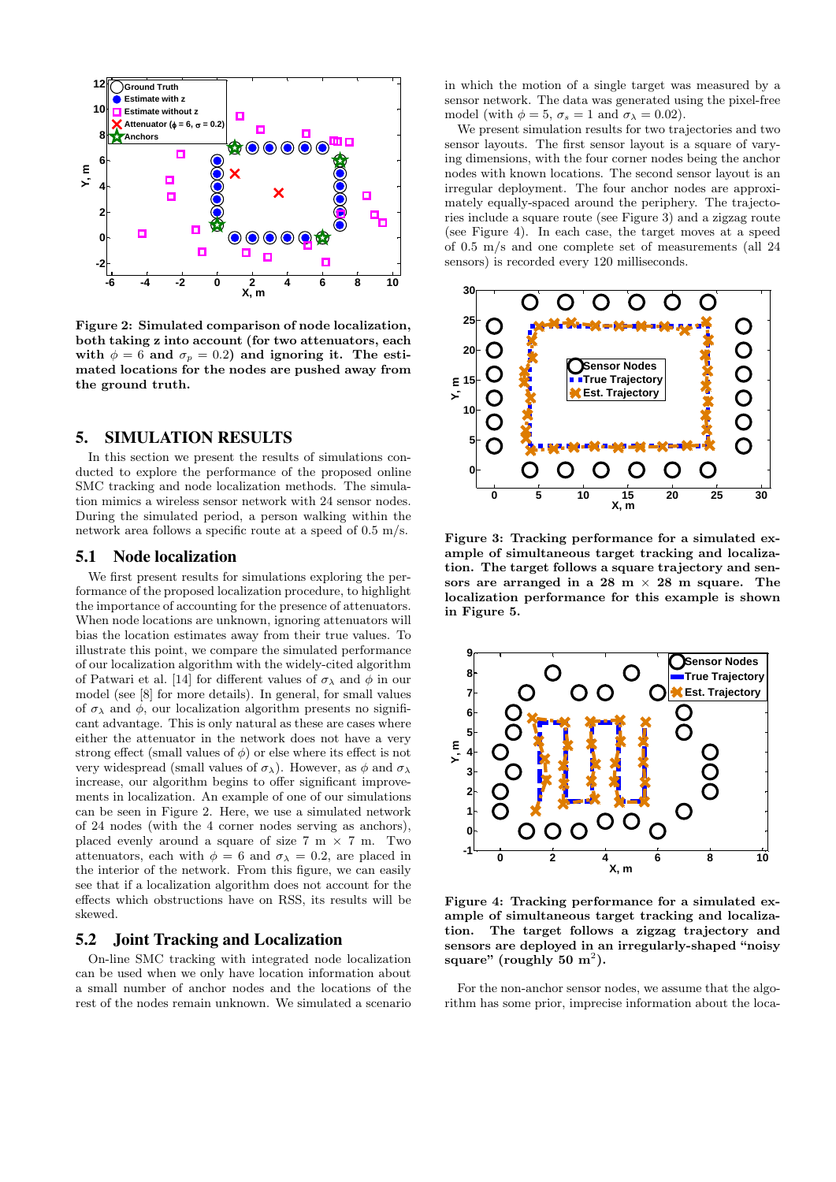Figure 2: Simulated comparison of node localization, both taking z into account (for two attenuators, each with $\phi = 6$ and $\sigma_p = 0.2$) and ignoring it. The estimated locations for the nodes are pushed away from the ground truth.

## 5. SIMULATION RESULTS

In this section we present the results of simulations conducted to explore the performance of the proposed online SMC tracking and node localization methods. The simulation mimics a wireless sensor network with 24 sensor nodes. During the simulated period, a person walking within the network area follows a specific route at a speed of 0.5 m/s.

### 5.1 Node localization

We first present results for simulations exploring the performance of the proposed localization procedure, to highlight the importance of accounting for the presence of attenuators. When node locations are unknown, ignoring attenuators will bias the location estimates away from their true values. To illustrate this point, we compare the simulated performance of our localization algorithm with the widely-cited algorithm of Patwari et al. [14] for different values of $\sigma_\lambda$ and $\phi$ in our model (see [8] for more details). In general, for small values of $\sigma_\lambda$ and $\phi$, our localization algorithm presents no significant advantage. This is only natural as these are cases where either the attenuator in the network does not have a very strong effect (small values of $\phi$) or else where its effect is not very widespread (small values of $\sigma_\lambda$). However, as $\phi$ and $\sigma_\lambda$ increase, our algorithm begins to offer significant improvements in localization. An example of one of our simulations can be seen in Figure 2. Here, we use a simulated network of 24 nodes (with the 4 corner nodes serving as anchors), placed evenly around a square of size 7 m × 7 m. Two attenuators, each with $\phi = 6$ and $\sigma_\lambda = 0.2$, are placed in the interior of the network. From this figure, we can easily see that if a localization algorithm does not account for the effects which obstructions have on RSS, its results will be skewed.

### 5.2 Joint Tracking and Localization

On-line SMC tracking with integrated node localization can be used when we only have location information about a small number of anchor nodes and the locations of the rest of the nodes remain unknown. We simulated a scenario in which the motion of a single target was measured by a sensor network. The data was generated using the pixel-free model (with $\phi = 5$, $\sigma_s = 1$ and $\sigma_\lambda = 0.02$).

We present simulation results for two trajectories and two sensor layouts. The first sensor layout is a square of varying dimensions, with the four corner nodes being the anchor nodes with known locations. The second sensor layout is an irregular deployment. The four anchor nodes are approximately equally-spaced around the periphery. The trajectories include a square route (see Figure 3) and a zigzag route (see Figure 4). In each case, the target moves at a speed of 0.5 m/s and one complete set of measurements (all 24 sensors) is recorded every 120 milliseconds.

Figure 3: Tracking performance for a simulated example of simultaneous target tracking and localization. The target follows a square trajectory and sensors are arranged in a 28 m × 28 m square. The localization performance for this example is shown in Figure 5.

Figure 4: Tracking performance for a simulated example of simultaneous target tracking and localization. The target follows a zigzag trajectory and sensors are deployed in an irregularly-shaped "noisy square" (roughly 50 $m^2$).

For the non-anchor sensor nodes, we assume that the algorithm has some prior, imprecise information about the loca-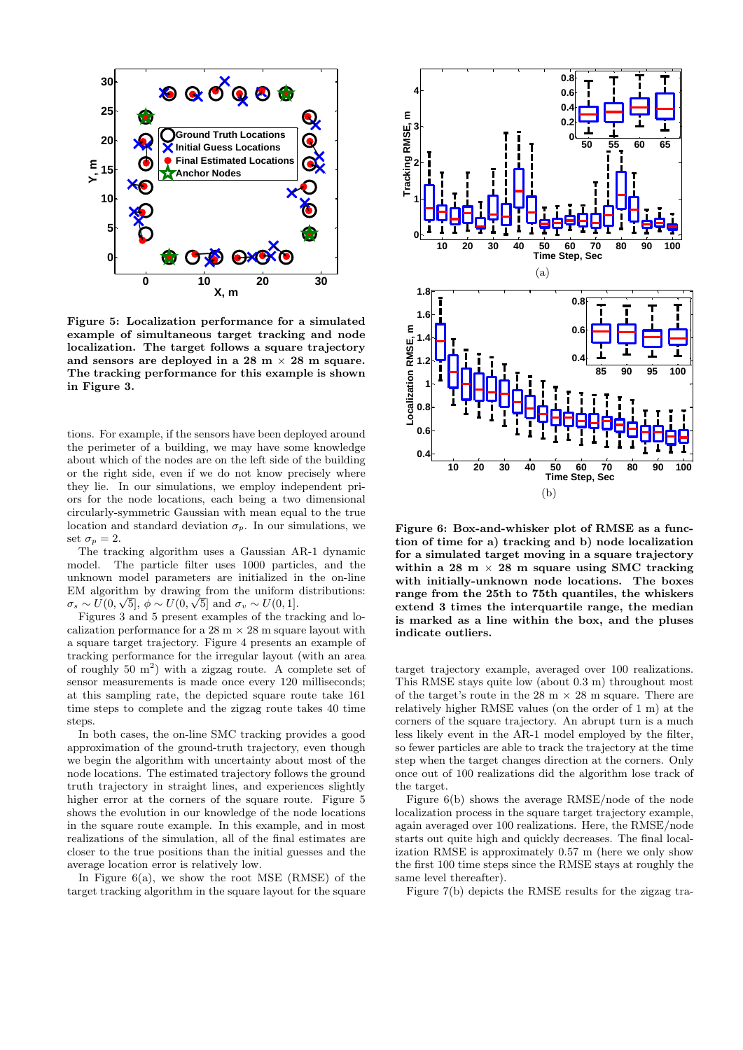**Figure 5: Localization performance for a simulated example of simultaneous target tracking and node localization. The target follows a square trajectory and sensors are deployed in a 28 m × 28 m square. The tracking performance for this example is shown in Figure 3.**

tions. For example, if the sensors have been deployed around the perimeter of a building, we may have some knowledge about which of the nodes are on the left side of the building or the right side, even if we do not know precisely where they lie. In our simulations, we employ independent priors for the node locations, each being a two dimensional circularly-symmetric Gaussian with mean equal to the true location and standard deviation $\sigma_p$. In our simulations, we set $\sigma_p = 2$.

The tracking algorithm uses a Gaussian AR-1 dynamic model. The particle filter uses 1000 particles, and the unknown model parameters are initialized in the on-line EM algorithm by drawing from the uniform distributions: $\sigma_s \sim U(0, \sqrt{5}]$, $\phi \sim U(0, \sqrt{5}]$ and $\sigma_v \sim U(0, 1]$.

Figures 3 and 5 present examples of the tracking and localization performance for a 28 m × 28 m square layout with a square target trajectory. Figure 4 presents an example of tracking performance for the irregular layout (with an area of roughly 50 m$^2$) with a zigzag route. A complete set of sensor measurements is made once every 120 milliseconds; at this sampling rate, the depicted square route take 161 time steps to complete and the zigzag route takes 40 time steps.

In both cases, the on-line SMC tracking provides a good approximation of the ground-truth trajectory, even though we begin the algorithm with uncertainty about most of the node locations. The estimated trajectory follows the ground truth trajectory in straight lines, and experiences slightly higher error at the corners of the square route. Figure 5 shows the evolution in our knowledge of the node locations in the square route example. In this example, and in most realizations of the simulation, all of the final estimates are closer to the true positions than the initial guesses and the average location error is relatively low.

In Figure 6(a), we show the root MSE (RMSE) of the target tracking algorithm in the square layout for the square target trajectory example, averaged over 100 realizations. This RMSE stays quite low (about 0.3 m) throughout most of the target's route in the 28 m × 28 m square. There are relatively higher RMSE values (on the order of 1 m) at the corners of the square trajectory. An abrupt turn is a much less likely event in the AR-1 model employed by the filter, so fewer particles are able to track the trajectory at the time step when the target changes direction at the corners. Only once out of 100 realizations did the algorithm lose track of the target.

Figure 6(b) shows the average RMSE/node of the node localization process in the square target trajectory example, again averaged over 100 realizations. Here, the RMSE/node starts out quite high and quickly decreases. The final localization RMSE is approximately 0.57 m (here we only show the first 100 time steps since the RMSE stays at roughly the same level thereafter).

Figure 7(b) depicts the RMSE results for the zigzag tra-

(a)

(b)

**Figure 6: Box-and-whisker plot of RMSE as a function of time for a) tracking and b) node localization for a simulated target moving in a square trajectory within a 28 m × 28 m square using SMC tracking with initially-unknown node locations. The boxes range from the 25th to 75th quantiles, the whiskers extend 3 times the interquartile range, the median is marked as a line within the box, and the pluses indicate outliers.**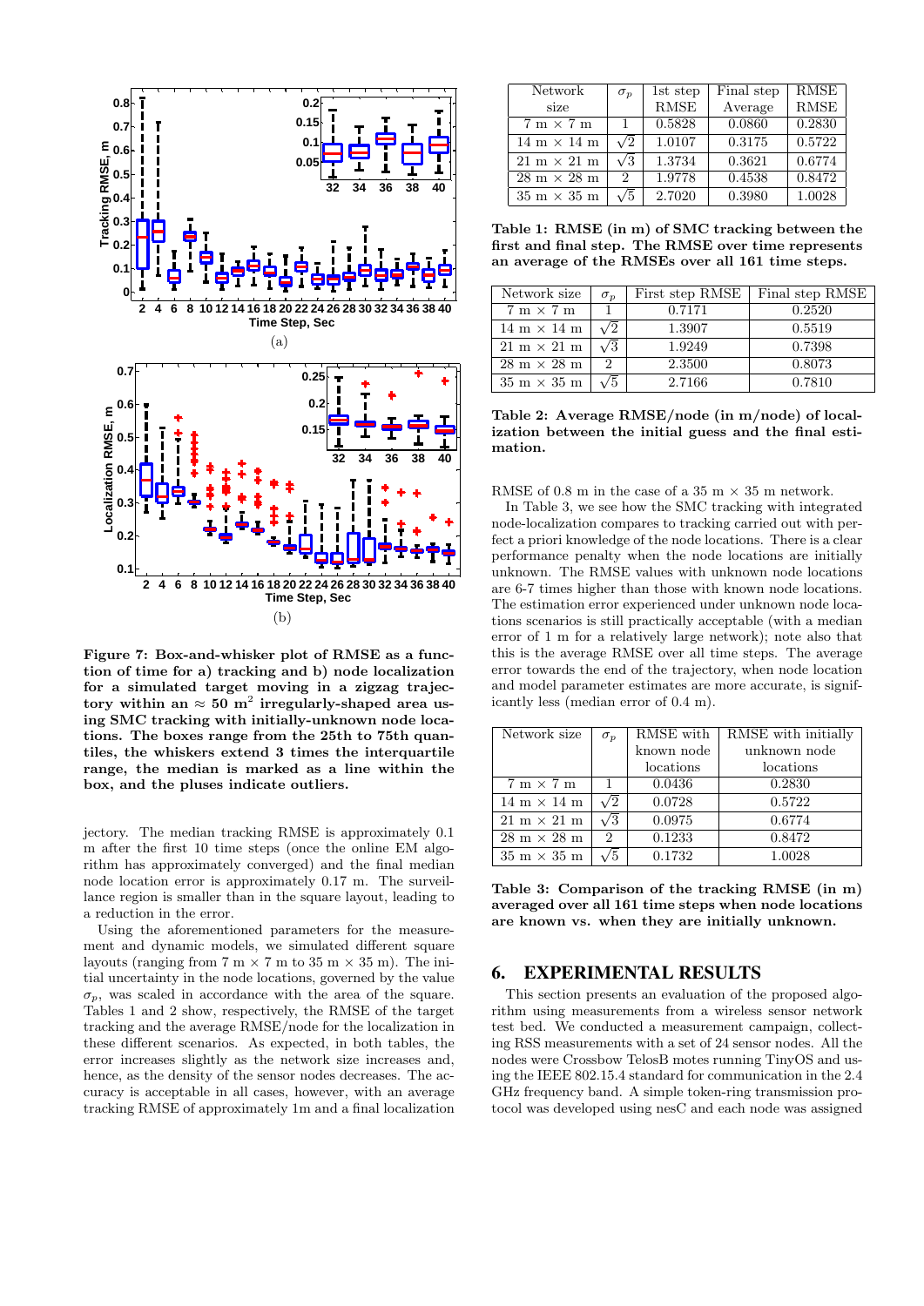Figure 7: Box-and-whisker plot of RMSE as a function of time for a) tracking and b) node localization for a simulated target moving in a zigzag trajectory within an $\approx 50$ m$^2$ irregularly-shaped area using SMC tracking with initially-unknown node locations. The boxes range from the 25th to 75th quantiles, the whiskers extend 3 times the interquartile range, the median is marked as a line within the box, and the pluses indicate outliers.

jectory. The median tracking RMSE is approximately 0.1 m after the first 10 time steps (once the online EM algorithm has approximately converged) and the final median node location error is approximately 0.17 m. The surveillance region is smaller than in the square layout, leading to a reduction in the error.

Using the aforementioned parameters for the measurement and dynamic models, we simulated different square layouts (ranging from 7 m × 7 m to 35 m × 35 m). The initial uncertainty in the node locations, governed by the value $\sigma_p$, was scaled in accordance with the area of the square. Tables 1 and 2 show, respectively, the RMSE of the target tracking and the average RMSE/node for the localization in these different scenarios. As expected, in both tables, the error increases slightly as the network size increases and, hence, as the density of the sensor nodes decreases. The accuracy is acceptable in all cases, however, with an average tracking RMSE of approximately 1m and a final localization RMSE of 0.8 m in the case of a 35 m × 35 m network.

| Network size | $\sigma_p$ | 1st step RMSE | Final step Average | RMSE RMSE |
|---|---|---|---|---|
| 7 m × 7 m | 1 | 0.5828 | 0.0860 | 0.2830 |
| 14 m × 14 m | $\sqrt{2}$ | 1.0107 | 0.3175 | 0.5722 |
| 21 m × 21 m | $\sqrt{3}$ | 1.3734 | 0.3621 | 0.6774 |
| 28 m × 28 m | 2 | 1.9778 | 0.4538 | 0.8472 |
| 35 m × 35 m | $\sqrt{5}$ | 2.7020 | 0.3980 | 1.0028 |

Table 1: RMSE (in m) of SMC tracking between the first and final step. The RMSE over time represents an average of the RMSEs over all 161 time steps.

| Network size | $\sigma_p$ | First step RMSE | Final step RMSE |
|---|---|---|---|
| 7 m × 7 m | 1 | 0.7171 | 0.2520 |
| 14 m × 14 m | $\sqrt{2}$ | 1.3907 | 0.5519 |
| 21 m × 21 m | $\sqrt{3}$ | 1.9249 | 0.7398 |
| 28 m × 28 m | 2 | 2.3500 | 0.8073 |
| 35 m × 35 m | $\sqrt{5}$ | 2.7166 | 0.7810 |

Table 2: Average RMSE/node (in m/node) of localization between the initial guess and the final estimation.

In Table 3, we see how the SMC tracking with integrated node-localization compares to tracking carried out with perfect a priori knowledge of the node locations. There is a clear performance penalty when the node locations are initially unknown. The RMSE values with unknown node locations are 6-7 times higher than those with known node locations. The estimation error experienced under unknown node locations scenarios is still practically acceptable (with a median error of 1 m for a relatively large network); note also that this is the average RMSE over all time steps. The average error towards the end of the trajectory, when node location and model parameter estimates are more accurate, is significantly less (median error of 0.4 m).

| Network size | $\sigma_p$ | RMSE with known node locations | RMSE with initially unknown node locations |
|---|---|---|---|
| 7 m × 7 m | 1 | 0.0436 | 0.2830 |
| 14 m × 14 m | $\sqrt{2}$ | 0.0728 | 0.5722 |
| 21 m × 21 m | $\sqrt{3}$ | 0.0975 | 0.6774 |
| 28 m × 28 m | 2 | 0.1233 | 0.8472 |
| 35 m × 35 m | $\sqrt{5}$ | 0.1732 | 1.0028 |

Table 3: Comparison of the tracking RMSE (in m) averaged over all 161 time steps when node locations are known vs. when they are initially unknown.

## 6. EXPERIMENTAL RESULTS

This section presents an evaluation of the proposed algorithm using measurements from a wireless sensor network test bed. We conducted a measurement campaign, collecting RSS measurements with a set of 24 sensor nodes. All the nodes were Crossbow TelosB motes running TinyOS and using the IEEE 802.15.4 standard for communication in the 2.4 GHz frequency band. A simple token-ring transmission protocol was developed using nesC and each node was assigned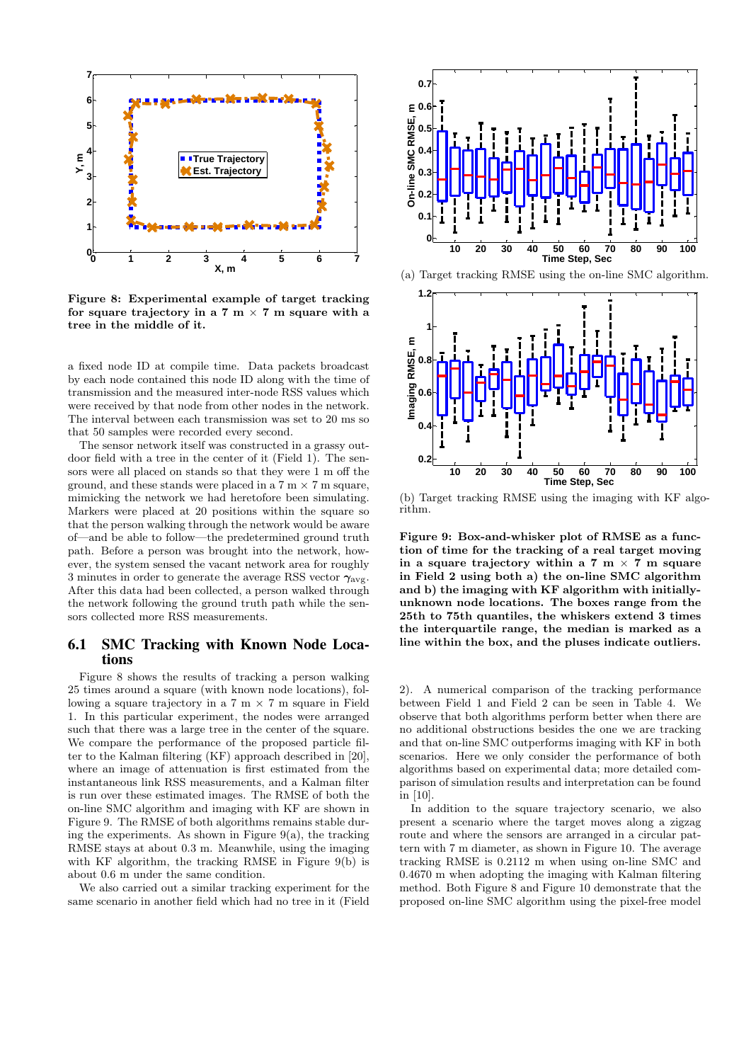Figure 8: Experimental example of target tracking for square trajectory in a 7 m × 7 m square with a tree in the middle of it.

a fixed node ID at compile time. Data packets broadcast by each node contained this node ID along with the time of transmission and the measured inter-node RSS values which were received by that node from other nodes in the network. The interval between each transmission was set to 20 ms so that 50 samples were recorded every second.

The sensor network itself was constructed in a grassy outdoor field with a tree in the center of it (Field 1). The sensors were all placed on stands so that they were 1 m off the ground, and these stands were placed in a 7 m × 7 m square, mimicking the network we had heretofore been simulating. Markers were placed at 20 positions within the square so that the person walking through the network would be aware of—and be able to follow—the predetermined ground truth path. Before a person was brought into the network, however, the system sensed the vacant network area for roughly 3 minutes in order to generate the average RSS vector $\gamma_{\text{avg}}$. After this data had been collected, a person walked through the network following the ground truth path while the sensors collected more RSS measurements.

## 6.1 SMC Tracking with Known Node Locations

Figure 8 shows the results of tracking a person walking 25 times around a square (with known node locations), following a square trajectory in a 7 m × 7 m square in Field 1. In this particular experiment, the nodes were arranged such that there was a large tree in the center of the square. We compare the performance of the proposed particle filter to the Kalman filtering (KF) approach described in [20], where an image of attenuation is first estimated from the instantaneous link RSS measurements, and a Kalman filter is run over these estimated images. The RMSE of both the on-line SMC algorithm and imaging with KF are shown in Figure 9. The RMSE of both algorithms remains stable during the experiments. As shown in Figure 9(a), the tracking RMSE stays at about 0.3 m. Meanwhile, using the imaging with KF algorithm, the tracking RMSE in Figure 9(b) is about 0.6 m under the same condition.

We also carried out a similar tracking experiment for the same scenario in another field which had no tree in it (Field 2). A numerical comparison of the tracking performance between Field 1 and Field 2 can be seen in Table 4. We observe that both algorithms perform better when there are no additional obstructions besides the one we are tracking and that on-line SMC outperforms imaging with KF in both scenarios. Here we only consider the performance of both algorithms based on experimental data; more detailed comparison of simulation results and interpretation can be found in [10].

In addition to the square trajectory scenario, we also present a scenario where the target moves along a zigzag route and where the sensors are arranged in a circular pattern with 7 m diameter, as shown in Figure 10. The average tracking RMSE is 0.2112 m when using on-line SMC and 0.4670 m when adopting the imaging with Kalman filtering method. Both Figure 8 and Figure 10 demonstrate that the proposed on-line SMC algorithm using the pixel-free model

(a) Target tracking RMSE using the on-line SMC algorithm.

(b) Target tracking RMSE using the imaging with KF algorithm.

Figure 9: Box-and-whisker plot of RMSE as a function of time for the tracking of a real target moving in a square trajectory within a 7 m × 7 m square in Field 2 using both a) the on-line SMC algorithm and b) the imaging with KF algorithm with initially-unknown node locations. The boxes range from the 25th to 75th quantiles, the whiskers extend 3 times the interquartile range, the median is marked as a line within the box, and the pluses indicate outliers.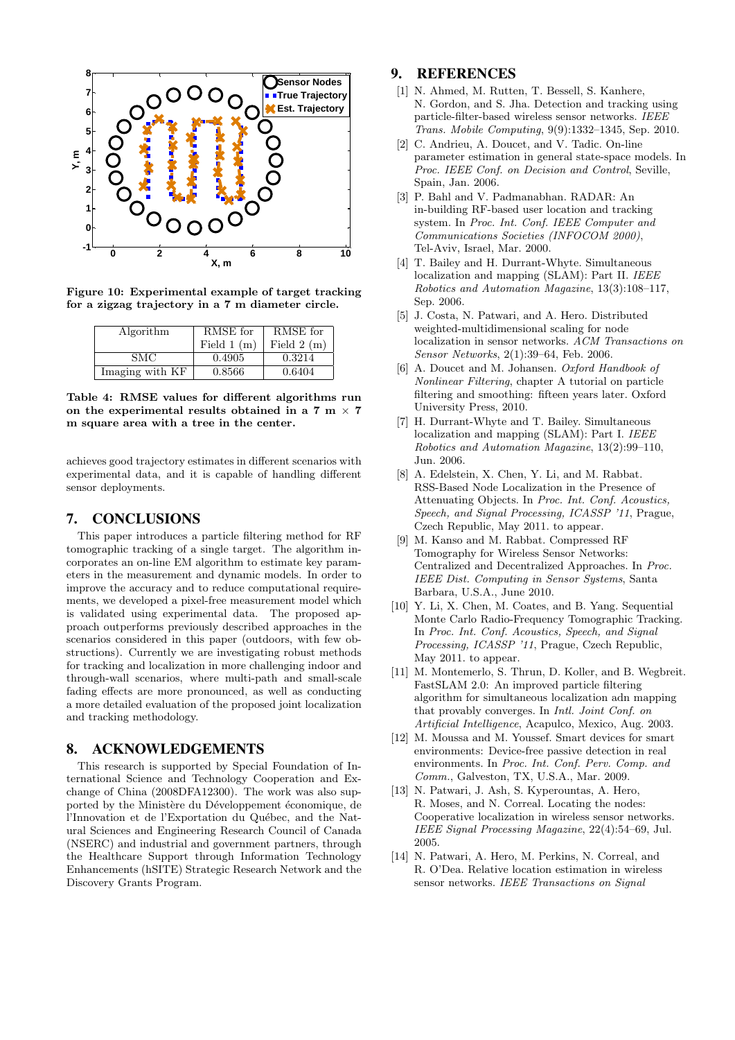Figure 10: Experimental example of target tracking for a zigzag trajectory in a 7 m diameter circle.

| Algorithm | RMSE for Field 1 (m) | RMSE for Field 2 (m) |
|---|---|---|
| SMC | 0.4905 | 0.3214 |
| Imaging with KF | 0.8566 | 0.6404 |

Table 4: RMSE values for different algorithms run on the experimental results obtained in a 7 m × 7 m square area with a tree in the center.

achieves good trajectory estimates in different scenarios with experimental data, and it is capable of handling different sensor deployments.

## 7. CONCLUSIONS

This paper introduces a particle filtering method for RF tomographic tracking of a single target. The algorithm incorporates an on-line EM algorithm to estimate key parameters in the measurement and dynamic models. In order to improve the accuracy and to reduce computational requirements, we developed a pixel-free measurement model which is validated using experimental data. The proposed approach outperforms previously described approaches in the scenarios considered in this paper (outdoors, with few obstructions). Currently we are investigating robust methods for tracking and localization in more challenging indoor and through-wall scenarios, where multi-path and small-scale fading effects are more pronounced, as well as conducting a more detailed evaluation of the proposed joint localization and tracking methodology.

## 8. ACKNOWLEDGEMENTS

This research is supported by Special Foundation of International Science and Technology Cooperation and Exchange of China (2008DFA12300). The work was also supported by the Ministère du Développement économique, de l'Innovation et de l'Exportation du Québec, and the Natural Sciences and Engineering Research Council of Canada (NSERC) and industrial and government partners, through the Healthcare Support through Information Technology Enhancements (hSITE) Strategic Research Network and the Discovery Grants Program.

## 9. REFERENCES

[1] N. Ahmed, M. Rutten, T. Bessell, S. Kanhere, N. Gordon, and S. Jha. Detection and tracking using particle-filter-based wireless sensor networks. *IEEE Trans. Mobile Computing*, 9(9):1332–1345, Sep. 2010.

[2] C. Andrieu, A. Doucet, and V. Tadic. On-line parameter estimation in general state-space models. In *Proc. IEEE Conf. on Decision and Control*, Seville, Spain, Jan. 2006.

[3] P. Bahl and V. Padmanabhan. RADAR: An in-building RF-based user location and tracking system. In *Proc. Int. Conf. IEEE Computer and Communications Societies (INFOCOM 2000)*, Tel-Aviv, Israel, Mar. 2000.

[4] T. Bailey and H. Durrant-Whyte. Simultaneous localization and mapping (SLAM): Part II. *IEEE Robotics and Automation Magazine*, 13(3):108–117, Sep. 2006.

[5] J. Costa, N. Patwari, and A. Hero. Distributed weighted-multidimensional scaling for node localization in sensor networks. *ACM Transactions on Sensor Networks*, 2(1):39–64, Feb. 2006.

[6] A. Doucet and M. Johansen. *Oxford Handbook of Nonlinear Filtering*, chapter A tutorial on particle filtering and smoothing: fifteen years later. Oxford University Press, 2010.

[7] H. Durrant-Whyte and T. Bailey. Simultaneous localization and mapping (SLAM): Part I. *IEEE Robotics and Automation Magazine*, 13(2):99–110, Jun. 2006.

[8] A. Edelstein, X. Chen, Y. Li, and M. Rabbat. RSS-Based Node Localization in the Presence of Attenuating Objects. In *Proc. Int. Conf. Acoustics, Speech, and Signal Processing, ICASSP '11*, Prague, Czech Republic, May 2011. to appear.

[9] M. Kanso and M. Rabbat. Compressed RF Tomography for Wireless Sensor Networks: Centralized and Decentralized Approaches. In *Proc. IEEE Dist. Computing in Sensor Systems*, Santa Barbara, U.S.A., June 2010.

[10] Y. Li, X. Chen, M. Coates, and B. Yang. Sequential Monte Carlo Radio-Frequency Tomographic Tracking. In *Proc. Int. Conf. Acoustics, Speech, and Signal Processing, ICASSP '11*, Prague, Czech Republic, May 2011. to appear.

[11] M. Montemerlo, S. Thrun, D. Koller, and B. Wegbreit. FastSLAM 2.0: An improved particle filtering algorithm for simultaneous localization adn mapping that provably converges. In *Intl. Joint Conf. on Artificial Intelligence*, Acapulco, Mexico, Aug. 2003.

[12] M. Moussa and M. Youssef. Smart devices for smart environments: Device-free passive detection in real environments. In *Proc. Int. Conf. Perv. Comp. and Comm.*, Galveston, TX, U.S.A., Mar. 2009.

[13] N. Patwari, J. Ash, S. Kyperountas, A. Hero, R. Moses, and N. Correal. Locating the nodes: Cooperative localization in wireless sensor networks. *IEEE Signal Processing Magazine*, 22(4):54–69, Jul. 2005.

[14] N. Patwari, A. Hero, M. Perkins, N. Correal, and R. O'Dea. Relative location estimation in wireless sensor networks. *IEEE Transactions on Signal*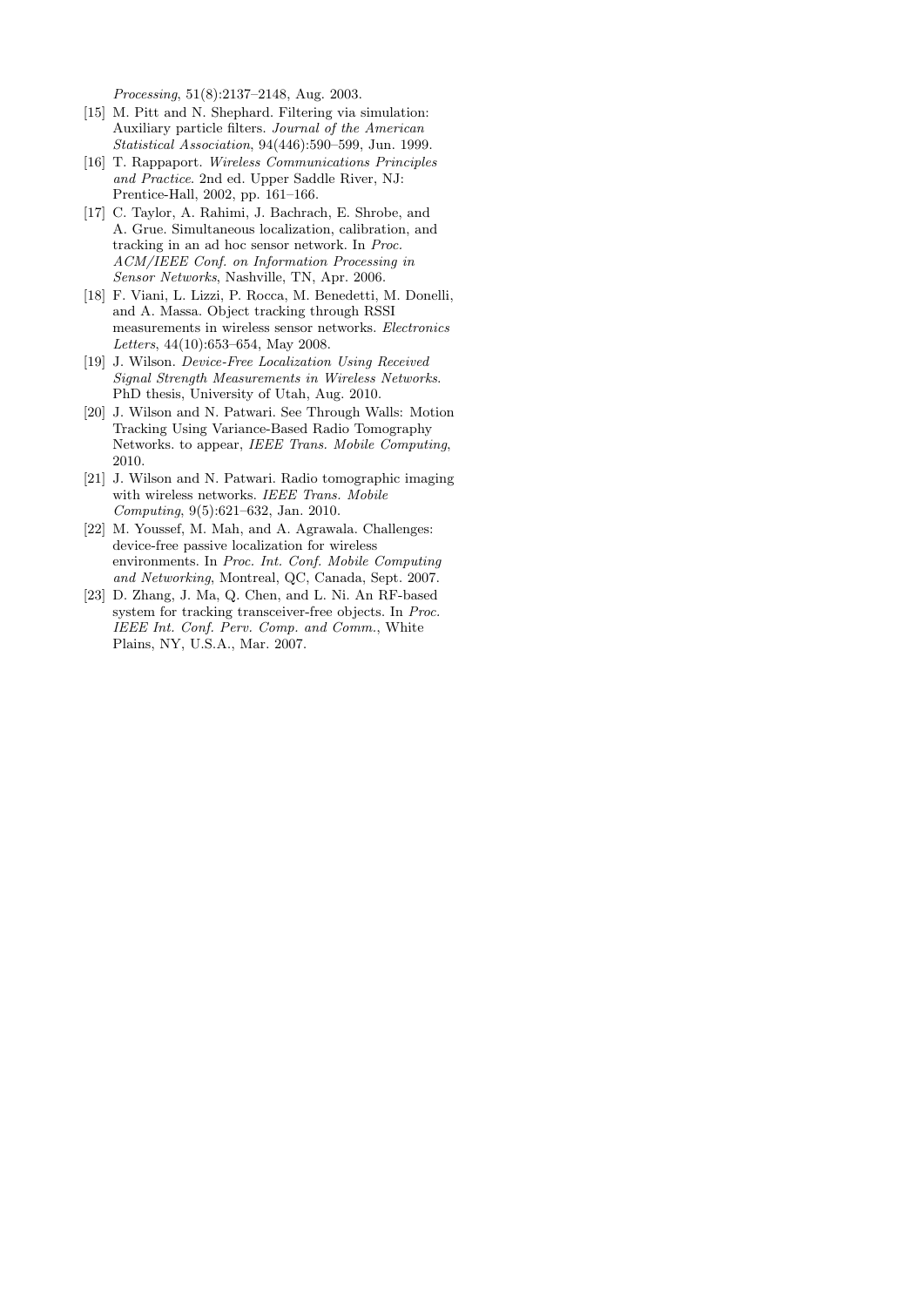*Processing*, 51(8):2137–2148, Aug. 2003.

[15] M. Pitt and N. Shephard. Filtering via simulation: Auxiliary particle filters. *Journal of the American Statistical Association*, 94(446):590–599, Jun. 1999.

[16] T. Rappaport. *Wireless Communications Principles and Practice*. 2nd ed. Upper Saddle River, NJ: Prentice-Hall, 2002, pp. 161–166.

[17] C. Taylor, A. Rahimi, J. Bachrach, E. Shrobe, and A. Grue. Simultaneous localization, calibration, and tracking in an ad hoc sensor network. In *Proc. ACM/IEEE Conf. on Information Processing in Sensor Networks*, Nashville, TN, Apr. 2006.

[18] F. Viani, L. Lizzi, P. Rocca, M. Benedetti, M. Donelli, and A. Massa. Object tracking through RSSI measurements in wireless sensor networks. *Electronics Letters*, 44(10):653–654, May 2008.

[19] J. Wilson. *Device-Free Localization Using Received Signal Strength Measurements in Wireless Networks*. PhD thesis, University of Utah, Aug. 2010.

[20] J. Wilson and N. Patwari. See Through Walls: Motion Tracking Using Variance-Based Radio Tomography Networks. to appear, *IEEE Trans. Mobile Computing*, 2010.

[21] J. Wilson and N. Patwari. Radio tomographic imaging with wireless networks. *IEEE Trans. Mobile Computing*, 9(5):621–632, Jan. 2010.

[22] M. Youssef, M. Mah, and A. Agrawala. Challenges: device-free passive localization for wireless environments. In *Proc. Int. Conf. Mobile Computing and Networking*, Montreal, QC, Canada, Sept. 2007.

[23] D. Zhang, J. Ma, Q. Chen, and L. Ni. An RF-based system for tracking transceiver-free objects. In *Proc. IEEE Int. Conf. Perv. Comp. and Comm.*, White Plains, NY, U.S.A., Mar. 2007.